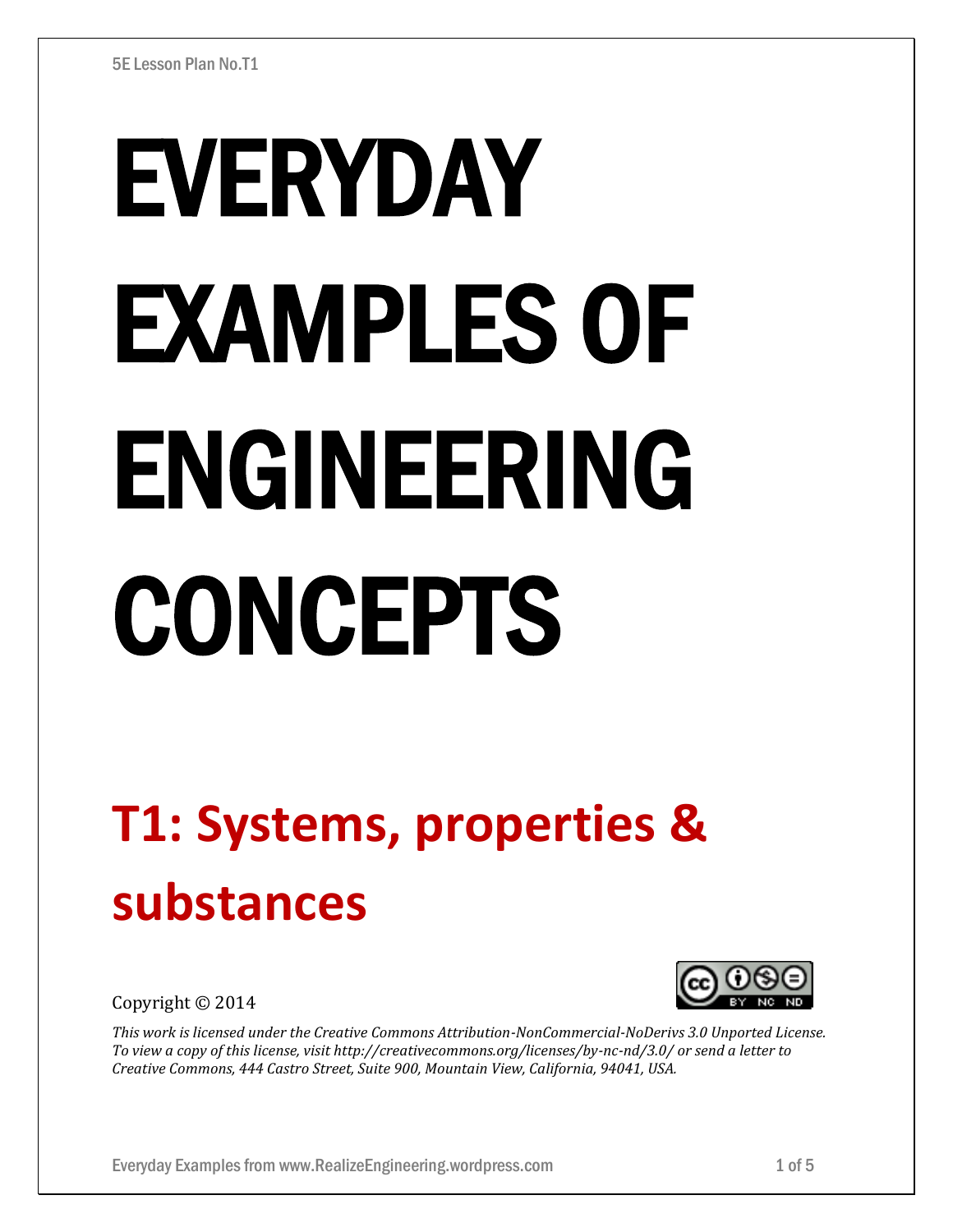# EVERYDAY EXAMPLES OF ENGINEERING CONCEPTS

## T1: Systems, properties & substances

Copyright © 2014

*This work is licensed under the Creative Commons Attribution-NonCommercial-NoDerivs 3.0 Unported License. To view a copy of this license, visit http://creativecommons.org/licenses/by-nc-nd/3.0/ or send a letter to Creative Commons, 444 Castro Street, Suite 900, Mountain View, California, 94041, USA.*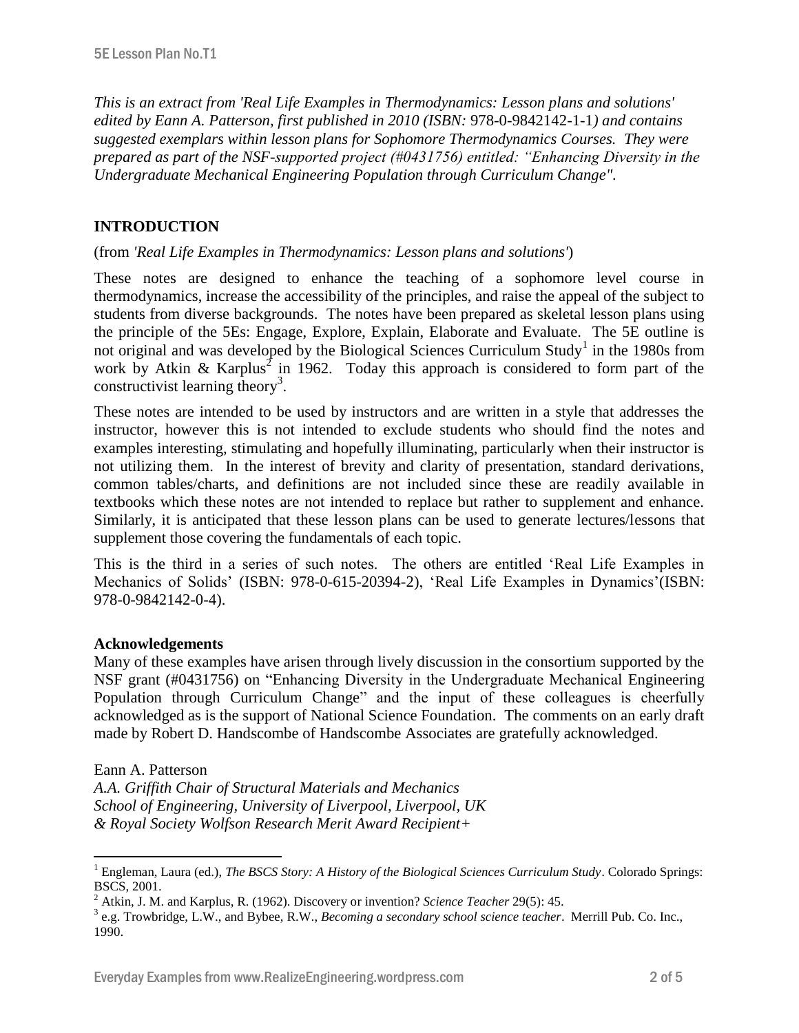*This is an extract from 'Real Life Examples in Thermodynamics: Lesson plans and solutions' edited by Eann A. Patterson, first published in 2010 (ISBN:* 978-0-9842142-1-1*) and contains suggested exemplars within lesson plans for Sophomore Thermodynamics Courses. They were prepared as part of the NSF-supported project (#0431756) entitled: "Enhancing Diversity in the Undergraduate Mechanical Engineering Population through Curriculum Change".*

## INTRODUCTION

(from *'Real Life Examples in Thermodynamics: Lesson plans and solutions'*)

These notes are designed to enhance the teaching of a sophomore level course in thermodynamics, increase the accessibility of the principles, and raise the appeal of the subject to students from diverse backgrounds. The notes have been prepared as skeletal lesson plans using the principle of the 5Es: Engage, Explore, Explain, Elaborate and Evaluate. The 5E outline is not original and was developed by the Biological Sciences Curriculum Study[1] in the 1980s from work by Atkin & Karplus[2] in 1962. Today this approach is considered to form part of the constructivist learning theory[3].

These notes are intended to be used by instructors and are written in a style that addresses the instructor, however this is not intended to exclude students who should find the notes and examples interesting, stimulating and hopefully illuminating, particularly when their instructor is not utilizing them. In the interest of brevity and clarity of presentation, standard derivations, common tables/charts, and definitions are not included since these are readily available in textbooks which these notes are not intended to replace but rather to supplement and enhance. Similarly, it is anticipated that these lesson plans can be used to generate lectures/lessons that supplement those covering the fundamentals of each topic.

This is the third in a series of such notes. The others are entitled 'Real Life Examples in Mechanics of Solids' (ISBN: 978-0-615-20394-2), 'Real Life Examples in Dynamics'(ISBN: 978-0-9842142-0-4).

**Acknowledgements**

Many of these examples have arisen through lively discussion in the consortium supported by the NSF grant (#0431756) on "Enhancing Diversity in the Undergraduate Mechanical Engineering Population through Curriculum Change" and the input of these colleagues is cheerfully acknowledged as is the support of National Science Foundation. The comments on an early draft made by Robert D. Handscombe of Handscombe Associates are gratefully acknowledged.

Eann A. Patterson
*A.A. Griffith Chair of Structural Materials and Mechanics*
*School of Engineering, University of Liverpool, Liverpool, UK*
*& Royal Society Wolfson Research Merit Award Recipient+*

---

[1] Engleman, Laura (ed.), *The BSCS Story: A History of the Biological Sciences Curriculum Study*. Colorado Springs: BSCS, 2001.

[2] Atkin, J. M. and Karplus, R. (1962). Discovery or invention? *Science Teacher* 29(5): 45.

[3] e.g. Trowbridge, L.W., and Bybee, R.W., *Becoming a secondary school science teacher*. Merrill Pub. Co. Inc., 1990.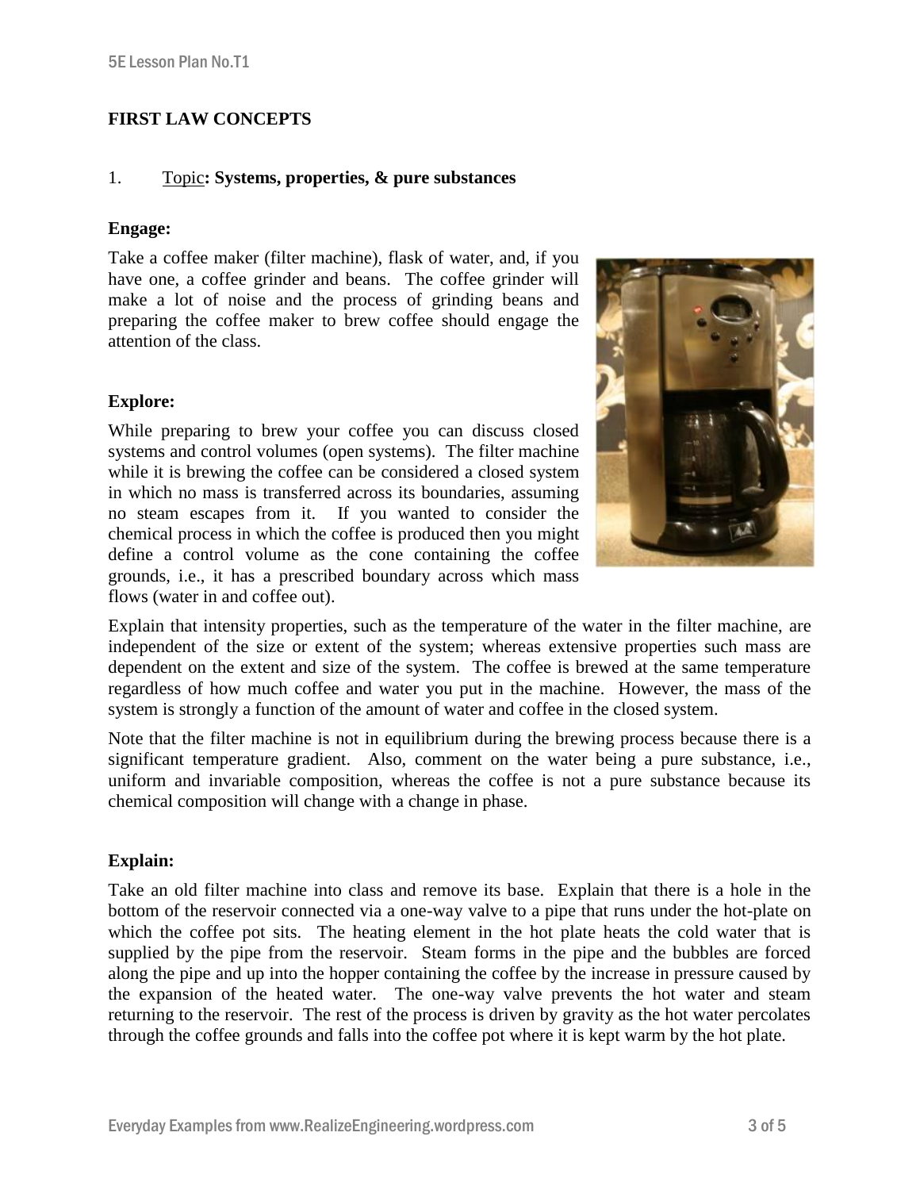## FIRST LAW CONCEPTS

1. <u>Topic</u>**: Systems, properties, & pure substances**

**Engage:**

Take a coffee maker (filter machine), flask of water, and, if you have one, a coffee grinder and beans. The coffee grinder will make a lot of noise and the process of grinding beans and preparing the coffee maker to brew coffee should engage the attention of the class.

**Explore:**

While preparing to brew your coffee you can discuss closed systems and control volumes (open systems). The filter machine while it is brewing the coffee can be considered a closed system in which no mass is transferred across its boundaries, assuming no steam escapes from it. If you wanted to consider the chemical process in which the coffee is produced then you might define a control volume as the cone containing the coffee grounds, i.e., it has a prescribed boundary across which mass flows (water in and coffee out).

Explain that intensity properties, such as the temperature of the water in the filter machine, are independent of the size or extent of the system; whereas extensive properties such mass are dependent on the extent and size of the system. The coffee is brewed at the same temperature regardless of how much coffee and water you put in the machine. However, the mass of the system is strongly a function of the amount of water and coffee in the closed system.

Note that the filter machine is not in equilibrium during the brewing process because there is a significant temperature gradient. Also, comment on the water being a pure substance, i.e., uniform and invariable composition, whereas the coffee is not a pure substance because its chemical composition will change with a change in phase.

**Explain:**

Take an old filter machine into class and remove its base. Explain that there is a hole in the bottom of the reservoir connected via a one-way valve to a pipe that runs under the hot-plate on which the coffee pot sits. The heating element in the hot plate heats the cold water that is supplied by the pipe from the reservoir. Steam forms in the pipe and the bubbles are forced along the pipe and up into the hopper containing the coffee by the increase in pressure caused by the expansion of the heated water. The one-way valve prevents the hot water and steam returning to the reservoir. The rest of the process is driven by gravity as the hot water percolates through the coffee grounds and falls into the coffee pot where it is kept warm by the hot plate.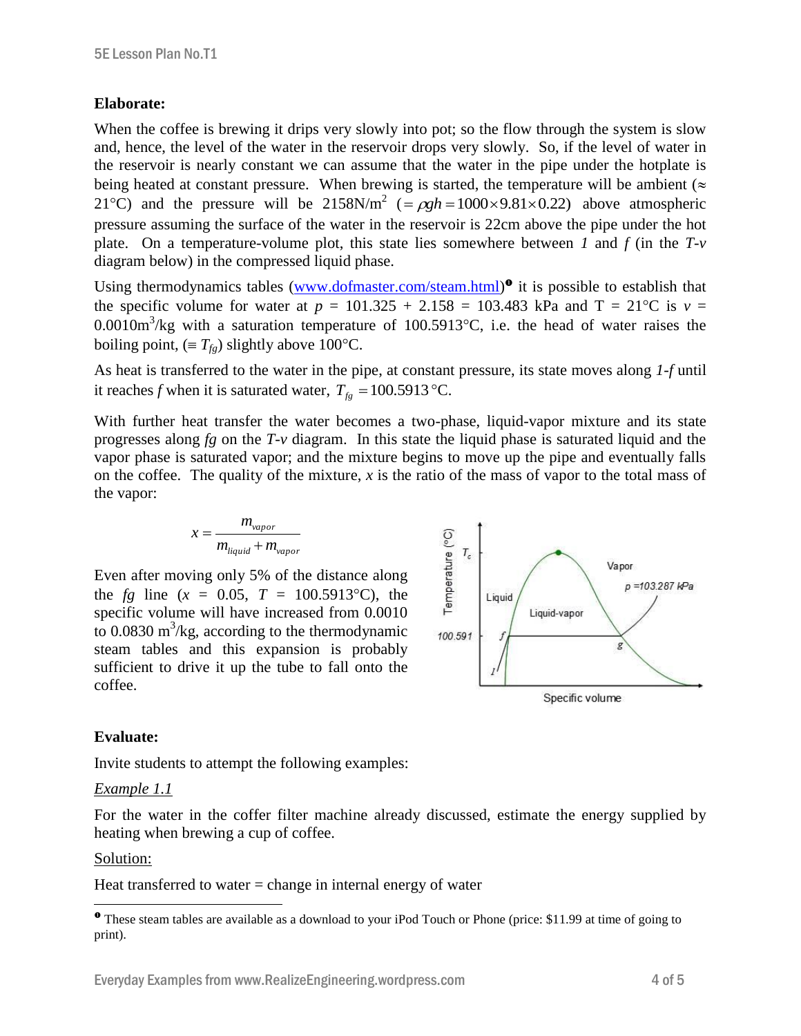**Elaborate:**

When the coffee is brewing it drips very slowly into pot; so the flow through the system is slow and, hence, the level of the water in the reservoir drops very slowly. So, if the level of water in the reservoir is nearly constant we can assume that the water in the pipe under the hotplate is being heated at constant pressure. When brewing is started, the temperature will be ambient ($\approx$ 21°C) and the pressure will be 2158N/m$^2$ $(=\rho g h = 1000 \times 9.81 \times 0.22)$ above atmospheric pressure assuming the surface of the water in the reservoir is 22cm above the pipe under the hot plate. On a temperature-volume plot, this state lies somewhere between *1* and *f* (in the *T-v* diagram below) in the compressed liquid phase.

Using thermodynamics tables (www.dofmaster.com/steam.html)[1] it is possible to establish that the specific volume for water at $p$ = 101.325 + 2.158 = 103.483 kPa and T = 21°C is $v$ = 0.0010m$^3$/kg with a saturation temperature of 100.5913°C, i.e. the head of water raises the boiling point, ($\equiv T_{fg}$) slightly above 100°C.

As heat is transferred to the water in the pipe, at constant pressure, its state moves along *1-f* until it reaches *f* when it is saturated water, $T_{fg} = 100.5913\,°\text{C}$.

With further heat transfer the water becomes a two-phase, liquid-vapor mixture and its state progresses along *fg* on the *T-v* diagram. In this state the liquid phase is saturated liquid and the vapor phase is saturated vapor; and the mixture begins to move up the pipe and eventually falls on the coffee. The quality of the mixture, $x$ is the ratio of the mass of vapor to the total mass of the vapor:

$$x = \frac{m_{vapor}}{m_{liquid} + m_{vapor}}$$

Even after moving only 5% of the distance along the *fg* line ($x$ = 0.05, $T$ = 100.5913°C), the specific volume will have increased from 0.0010 to 0.0830 m$^3$/kg, according to the thermodynamic steam tables and this expansion is probably sufficient to drive it up the tube to fall onto the coffee.

**Evaluate:**

Invite students to attempt the following examples:

*Example 1.1*

For the water in the coffer filter machine already discussed, estimate the energy supplied by heating when brewing a cup of coffee.

Solution:

Heat transferred to water = change in internal energy of water

---

[1] These steam tables are available as a download to your iPod Touch or Phone (price: \$11.99 at time of going to print).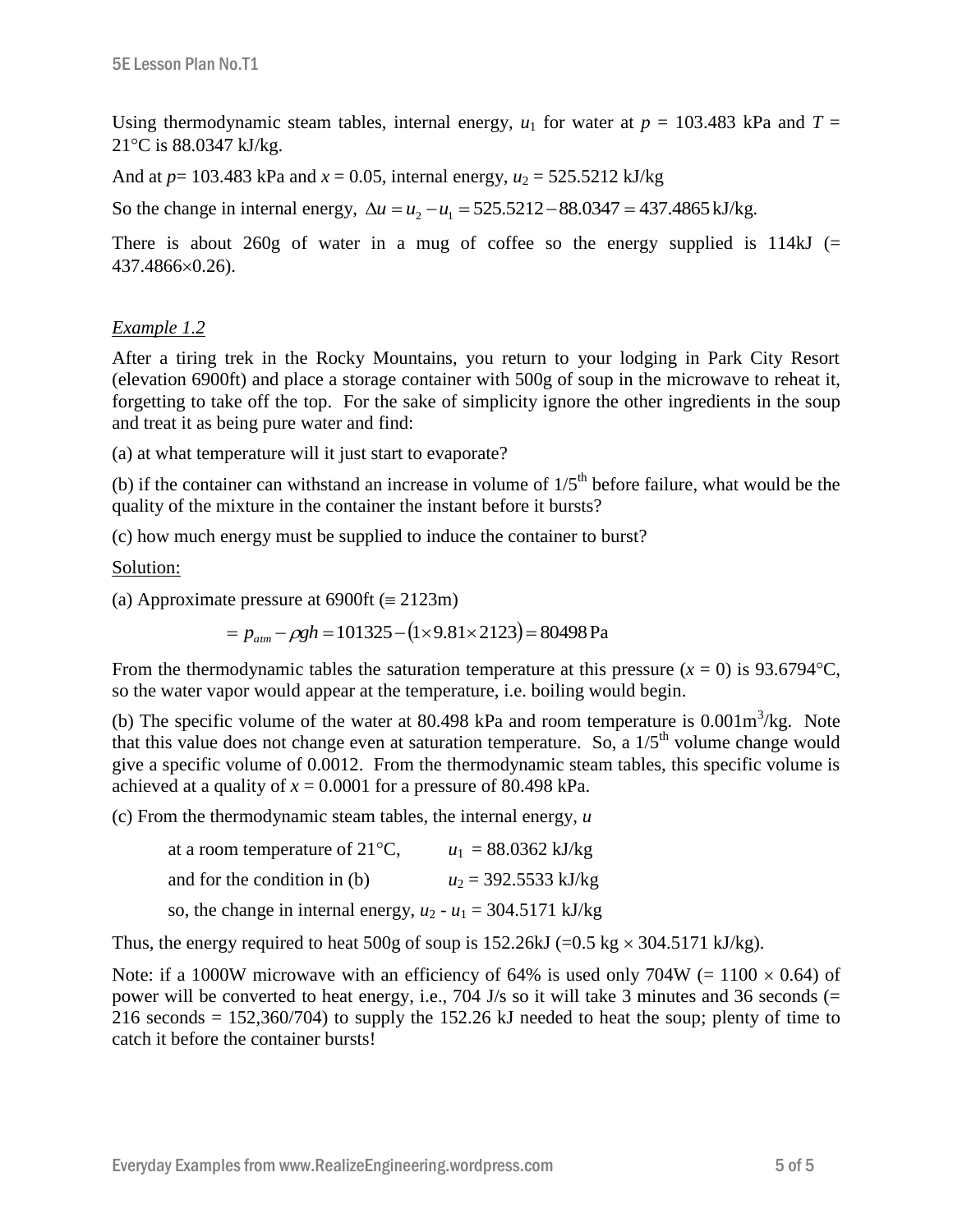Using thermodynamic steam tables, internal energy, $u_1$ for water at $p$ = 103.483 kPa and $T$ = 21°C is 88.0347 kJ/kg.

And at $p$= 103.483 kPa and $x$ = 0.05, internal energy, $u_2$ = 525.5212 kJ/kg

So the change in internal energy, $\Delta u = u_2 - u_1 = 525.5212 - 88.0347 = 437.4865\,\text{kJ/kg}$.

There is about 260g of water in a mug of coffee so the energy supplied is 114kJ (= 437.4866×0.26).

*Example 1.2*

After a tiring trek in the Rocky Mountains, you return to your lodging in Park City Resort (elevation 6900ft) and place a storage container with 500g of soup in the microwave to reheat it, forgetting to take off the top. For the sake of simplicity ignore the other ingredients in the soup and treat it as being pure water and find:

(a) at what temperature will it just start to evaporate?

(b) if the container can withstand an increase in volume of 1/5$^{\text{th}}$ before failure, what would be the quality of the mixture in the container the instant before it bursts?

(c) how much energy must be supplied to induce the container to burst?

Solution:

(a) Approximate pressure at 6900ft (≡ 2123m)

$$= p_{atm} - \rho g h = 101325 - (1 \times 9.81 \times 2123) = 80498\,\text{Pa}$$

From the thermodynamic tables the saturation temperature at this pressure ($x$ = 0) is 93.6794°C, so the water vapor would appear at the temperature, i.e. boiling would begin.

(b) The specific volume of the water at 80.498 kPa and room temperature is 0.001m$^3$/kg. Note that this value does not change even at saturation temperature. So, a 1/5$^{\text{th}}$ volume change would give a specific volume of 0.0012. From the thermodynamic steam tables, this specific volume is achieved at a quality of $x$ = 0.0001 for a pressure of 80.498 kPa.

(c) From the thermodynamic steam tables, the internal energy, $u$

at a room temperature of 21°C, $u_1$ = 88.0362 kJ/kg

and for the condition in (b) $u_2$ = 392.5533 kJ/kg

so, the change in internal energy, $u_2 - u_1$ = 304.5171 kJ/kg

Thus, the energy required to heat 500g of soup is 152.26kJ (=0.5 kg × 304.5171 kJ/kg).

Note: if a 1000W microwave with an efficiency of 64% is used only 704W (= 1100 × 0.64) of power will be converted to heat energy, i.e., 704 J/s so it will take 3 minutes and 36 seconds (= 216 seconds = 152,360/704) to supply the 152.26 kJ needed to heat the soup; plenty of time to catch it before the container bursts!